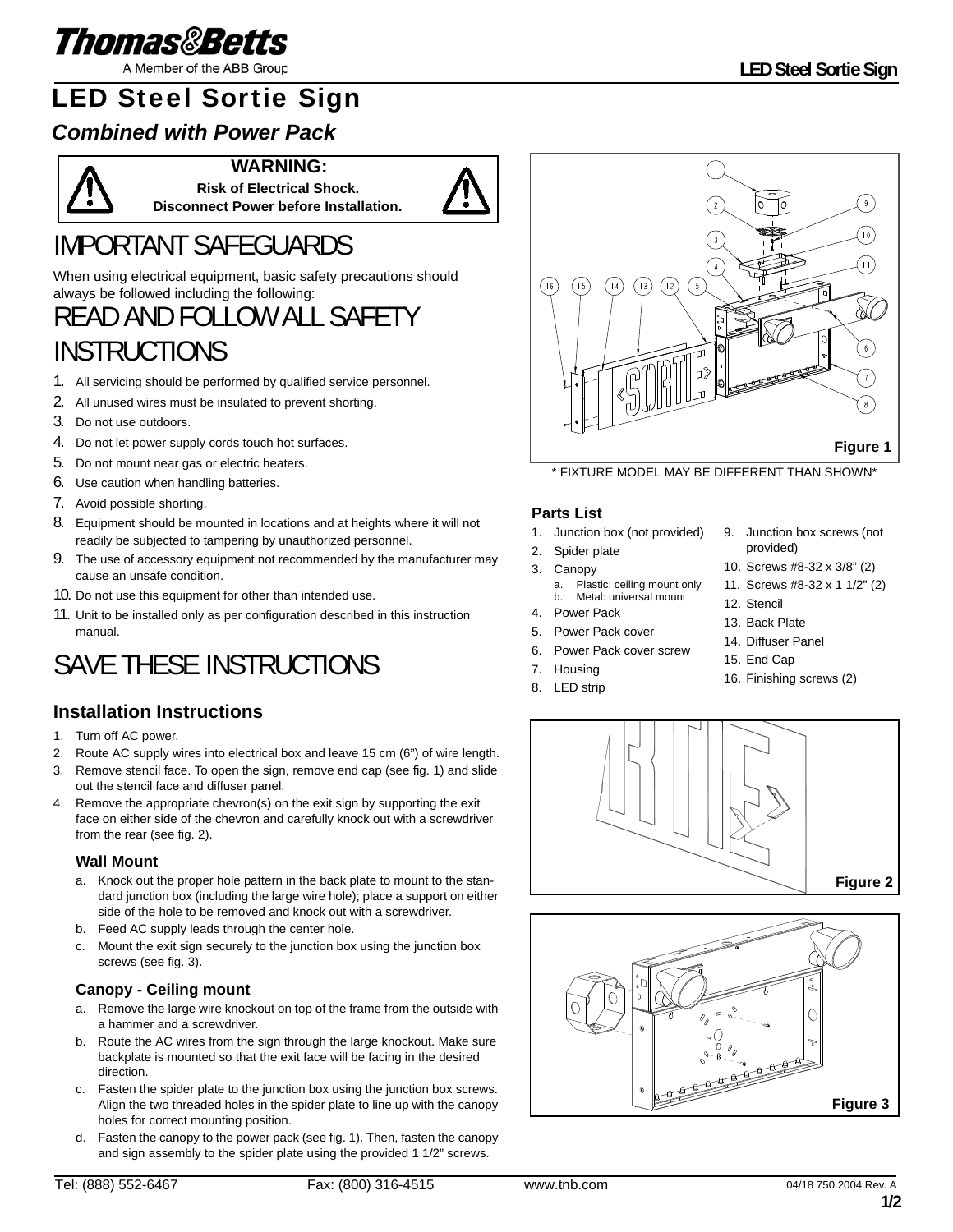# LED Steel Sortie Sign

## *Combined with Power Pack*

**WARNING:**
**Risk of Electrical Shock.**
**Disconnect Power before Installation.**

# IMPORTANT SAFEGUARDS

When using electrical equipment, basic safety precautions should always be followed including the following:

# READ AND FOLLOW ALL SAFETY INSTRUCTIONS

1. All servicing should be performed by qualified service personnel.
2. All unused wires must be insulated to prevent shorting.
3. Do not use outdoors.
4. Do not let power supply cords touch hot surfaces.
5. Do not mount near gas or electric heaters.
6. Use caution when handling batteries.
7. Avoid possible shorting.
8. Equipment should be mounted in locations and at heights where it will not readily be subjected to tampering by unauthorized personnel.
9. The use of accessory equipment not recommended by the manufacturer may cause an unsafe condition.
10. Do not use this equipment for other than intended use.
11. Unit to be installed only as per configuration described in this instruction manual.

# SAVE THESE INSTRUCTIONS

## Installation Instructions

1. Turn off AC power.
2. Route AC supply wires into electrical box and leave 15 cm (6”) of wire length.
3. Remove stencil face. To open the sign, remove end cap (see fig. 1) and slide out the stencil face and diffuser panel.
4. Remove the appropriate chevron(s) on the exit sign by supporting the exit face on either side of the chevron and carefully knock out with a screwdriver from the rear (see fig. 2).

### Wall Mount

a. Knock out the proper hole pattern in the back plate to mount to the standard junction box (including the large wire hole); place a support on either side of the hole to be removed and knock out with a screwdriver.
b. Feed AC supply leads through the center hole.
c. Mount the exit sign securely to the junction box using the junction box screws (see fig. 3).

### Canopy - Ceiling mount

a. Remove the large wire knockout on top of the frame from the outside with a hammer and a screwdriver.
b. Route the AC wires from the sign through the large knockout. Make sure backplate is mounted so that the exit face will be facing in the desired direction.
c. Fasten the spider plate to the junction box using the junction box screws. Align the two threaded holes in the spider plate to line up with the canopy holes for correct mounting position.
d. Fasten the canopy to the power pack (see fig. 1). Then, fasten the canopy and sign assembly to the spider plate using the provided 1 1/2” screws.

**Figure 1**

\* FIXTURE MODEL MAY BE DIFFERENT THAN SHOWN\*

### Parts List

1. Junction box (not provided)
2. Spider plate
3. Canopy
   a. Plastic: ceiling mount only
   b. Metal: universal mount
4. Power Pack
5. Power Pack cover
6. Power Pack cover screw
7. Housing
8. LED strip
9. Junction box screws (not provided)
10. Screws #8-32 x 3/8” (2)
11. Screws #8-32 x 1 1/2” (2)
12. Stencil
13. Back Plate
14. Diffuser Panel
15. End Cap
16. Finishing screws (2)

**Figure 2**

**Figure 3**

Tel: (888) 552-6467 Fax: (800) 316-4515 www.tnb.com 04/18 750.2004 Rev. A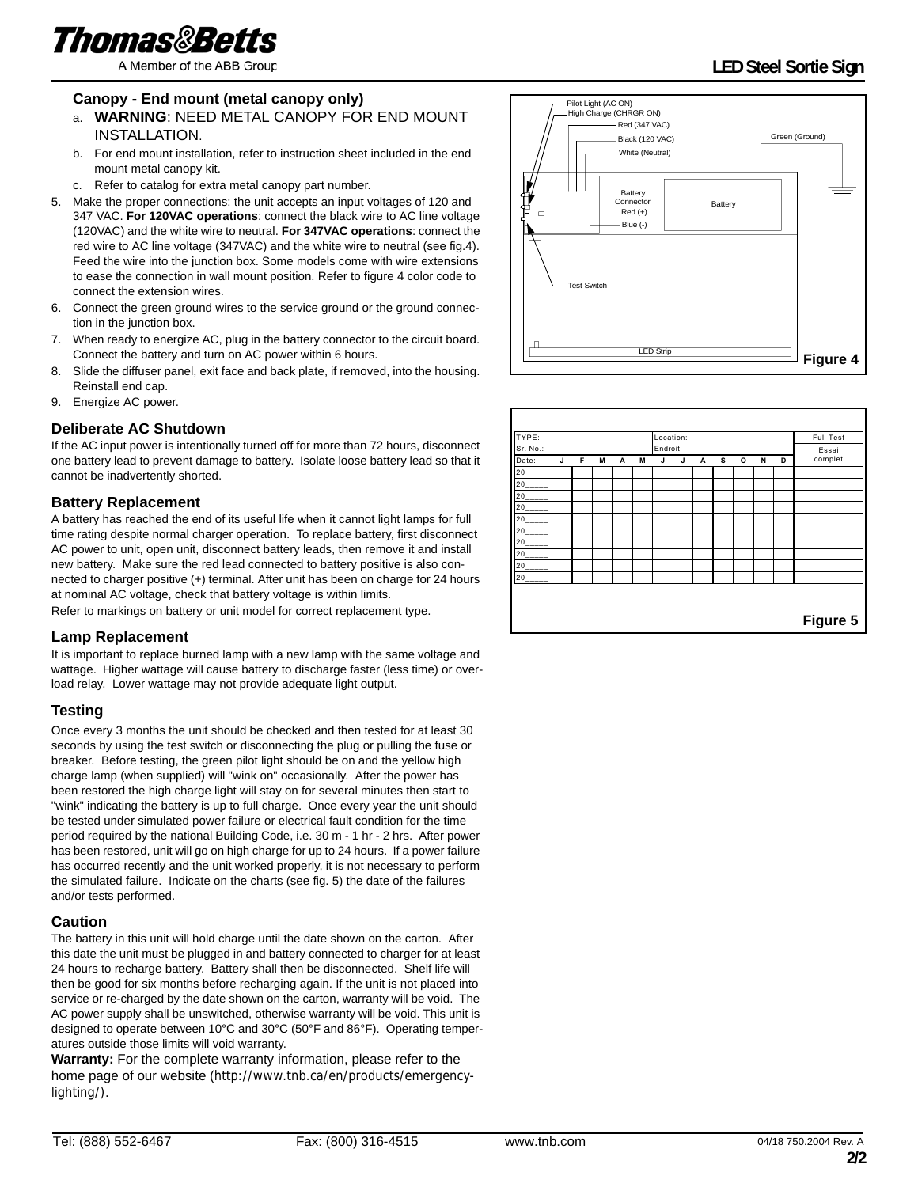### Canopy - End mount (metal canopy only)

a. **WARNING**: NEED METAL CANOPY FOR END MOUNT INSTALLATION.

b. For end mount installation, refer to instruction sheet included in the end mount metal canopy kit.

c. Refer to catalog for extra metal canopy part number.

5. Make the proper connections: the unit accepts an input voltages of 120 and 347 VAC. **For 120VAC operations**: connect the black wire to AC line voltage (120VAC) and the white wire to neutral. **For 347VAC operations**: connect the red wire to AC line voltage (347VAC) and the white wire to neutral (see fig.4). Feed the wire into the junction box. Some models come with wire extensions to ease the connection in wall mount position. Refer to figure 4 color code to connect the extension wires.
6. Connect the green ground wires to the service ground or the ground connection in the junction box.
7. When ready to energize AC, plug in the battery connector to the circuit board. Connect the battery and turn on AC power within 6 hours.
8. Slide the diffuser panel, exit face and back plate, if removed, into the housing. Reinstall end cap.
9. Energize AC power.

### Deliberate AC Shutdown

If the AC input power is intentionally turned off for more than 72 hours, disconnect one battery lead to prevent damage to battery. Isolate loose battery lead so that it cannot be inadvertently shorted.

### Battery Replacement

A battery has reached the end of its useful life when it cannot light lamps for full time rating despite normal charger operation. To replace battery, first disconnect AC power to unit, open unit, disconnect battery leads, then remove it and install new battery. Make sure the red lead connected to battery positive is also connected to charger positive (+) terminal. After unit has been on charge for 24 hours at nominal AC voltage, check that battery voltage is within limits.

Refer to markings on battery or unit model for correct replacement type.

### Lamp Replacement

It is important to replace burned lamp with a new lamp with the same voltage and wattage. Higher wattage will cause battery to discharge faster (less time) or overload relay. Lower wattage may not provide adequate light output.

### Testing

Once every 3 months the unit should be checked and then tested for at least 30 seconds by using the test switch or disconnecting the plug or pulling the fuse or breaker. Before testing, the green pilot light should be on and the yellow high charge lamp (when supplied) will "wink on" occasionally. After the power has been restored the high charge light will stay on for several minutes then start to "wink" indicating the battery is up to full charge. Once every year the unit should be tested under simulated power failure or electrical fault condition for the time period required by the national Building Code, i.e. 30 m - 1 hr - 2 hrs. After power has been restored, unit will go on high charge for up to 24 hours. If a power failure has occurred recently and the unit worked properly, it is not necessary to perform the simulated failure. Indicate on the charts (see fig. 5) the date of the failures and/or tests performed.

### Caution

The battery in this unit will hold charge until the date shown on the carton. After this date the unit must be plugged in and battery connected to charger for at least 24 hours to recharge battery. Battery shall then be disconnected. Shelf life will then be good for six months before recharging again. If the unit is not placed into service or re-charged by the date shown on the carton, warranty will be void. The AC power supply shall be unswitched, otherwise warranty will be void. This unit is designed to operate between 10°C and 30°C (50°F and 86°F). Operating temperatures outside those limits will void warranty.

**Warranty:** For the complete warranty information, please refer to the home page of our website (http://www.tnb.ca/en/products/emergency-lighting/).

Pilot Light (AC ON)
High Charge (CHRGR ON)
Red (347 VAC)
Black (120 VAC)
White (Neutral)
Green (Ground)
Battery Connector
Red (+)
Blue (-)
Battery
Test Switch
LED Strip

**Figure 4**

| TYPE: | | | | | | Location: | | | | | | | Full Test |
|---|---|---|---|---|---|---|---|---|---|---|---|---|---|
| Sr. No.: | | | | | | Endroit: | | | | | | | Essai complet |
| Date: | J | F | M | A | M | J | J | A | S | O | N | D | |
| 20_____ | | | | | | | | | | | | | |
| 20_____ | | | | | | | | | | | | | |
| 20_____ | | | | | | | | | | | | | |
| 20_____ | | | | | | | | | | | | | |
| 20_____ | | | | | | | | | | | | | |
| 20_____ | | | | | | | | | | | | | |
| 20_____ | | | | | | | | | | | | | |
| 20_____ | | | | | | | | | | | | | |
| 20_____ | | | | | | | | | | | | | |
| 20_____ | | | | | | | | | | | | | |

**Figure 5**

Tel: (888) 552-6467 Fax: (800) 316-4515 www.tnb.com 04/18 750.2004 Rev. A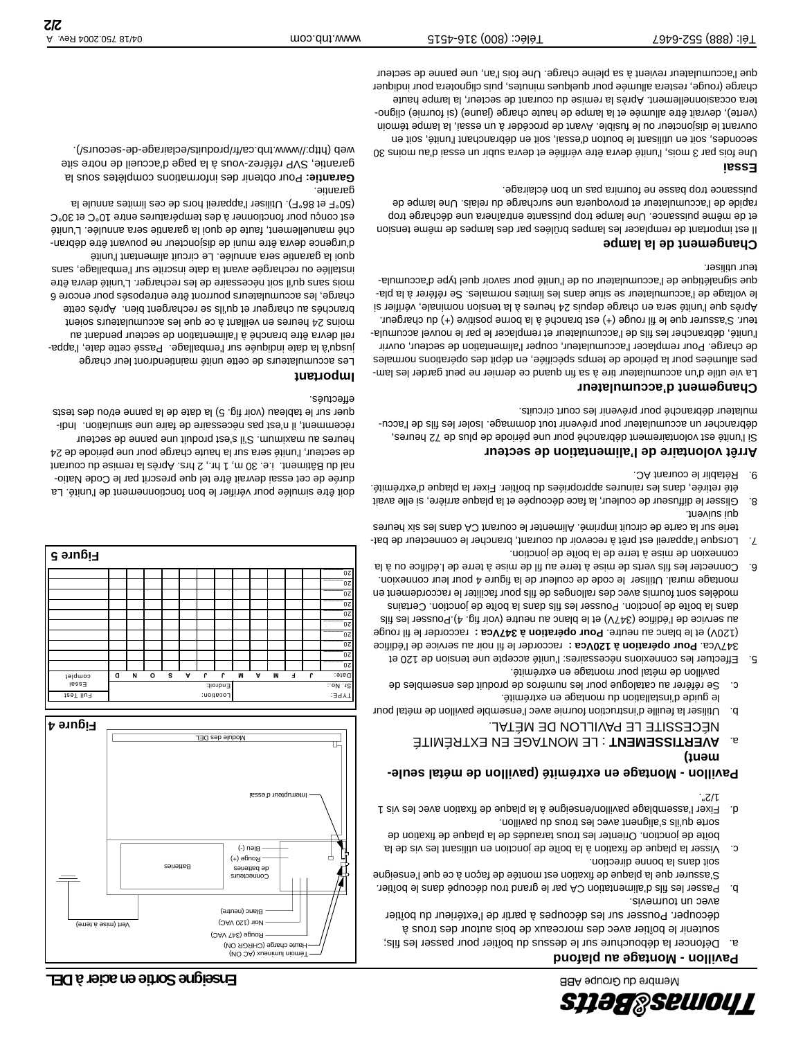**Thomas&Betts**

Membre du Groupe ABB

# Enseigne Sortie en acier à DEL

## Pavillon - Montage au plafond

a. Défoncer la débouchure sur le dessus du boîtier pour passer les fils; soutenir le boîtier avec des morceaux de bois autour des trous à découper. Pousser sur les découpes à partir de l'extérieur du boîtier avec un tournevis.

b. Passer les fils d'alimentation CA par le grand trou découpé dans le boîtier. S'assurer que la plaque de fixation est montée de façon à ce que l'enseigne soit dans la bonne direction.

c. Visser la plaque de fixation à la boîte de jonction en utilisant les vis de la boîte de jonction. Orienter les trous taraudés de la plaque de fixation de sorte qu'ils s'alignent avec les trous du pavillon.

d. Fixer l'assemblage pavillon/enseigne à la plaque de fixation avec les vis 1 1/2".

## Pavillon - Montage en extrémité (pavillon de métal seulement)

a. **AVERTISSEMENT** : LE MONTAGE EN EXTRÉMITÉ NÉCESSITE LE PAVILLON DE MÉTAL.

b. Utiliser la feuille d'instruction fournie avec l'ensemble pavillon de métal pour le guide d'installation du montage en extrémité.

c. Se référer au catalogue pour les numéros de produit des ensembles de pavillon de métal pour montage en extrémité.

5. Effectuer les connexions nécessaires: l'unité accepte une tension de 120 et 347Vca. **Pour opération à 120Vca :** raccorder le fil noir au service de l'édifice (120V) et le blanc au neutre. **Pour opération à 347Vca :** raccorder le fil rouge au service de l'édifice (347V) et le blanc au neutre (voir fig. 4).Pousser les fils dans la boîte de jonction. Pousser les fils dans la boîte de jonction. Certains modèles sont fournis avec des rallonges de fils pour faciliter le raccordement en montage mural. Utiliser le code de couleur de la figure 4 pour leur connexion.

6. Connecter les fils verts de mise à terre au fil de mise à terre de l'édifice ou à la connexion de mise à terre de la boîte de jonction.

7. Lorsque l'appareil est prêt à recevoir du courant, brancher le connecteur de batterie sur la carte de circuit imprimé. Alimenter le courant CA dans les six heures qui suivent.

8. Glisser le diffuseur de couleur, la face découpée et la plaque arrière, si elle avait été retirée, dans les rainures appropriées du boîtier. Fixer la plaque d'extrémité.

9. Rétablir le courant AC.

## Arrêt volontaire de l'alimentation de secteur

Si l'unité est volontairement débranché pour une période de plus de 72 heures, débrancher un accumulateur pour prévenir tout dommage. Isoler les fils de l'accumulateur débranché pour prévenir les court circuits.

## Changement d'accumulateur

La vie utile d'un accumulateur tire à sa fin quand ce dernier ne peut garder les lampes allumées pour la période de temps spécifiée, en dépit des opérations normales de charge. Pour remplacer l'accumulateur, couper l'alimentation de secteur, ouvrir l'unité, débrancher les fils de l'accumulateur et remplacer le par le nouvel accumulateur. S'assurer que le fil rouge (+) est branché à la borne positive (+) du chargeur. Après que l'unité sera en charge depuis 24 heures à la tension nominale, vérifier si le voltage de l'accumulateur se situe dans les limites normales. Se référer à la plaque signalétique de l'accumulateur ou de l'unité pour savoir quel type d'accumulateur utiliser.

## Changement de la lampe

Il est important de remplacer les lampes brûlées par des lampes de même tension et de même puissance. Une lampe trop puissante entraînera une décharge trop rapide de l'accumulateur et provoquera une surcharge du relais. Une lampe de puissance trop basse ne fournira pas un bon éclairage.

## Essai

Une fois par 3 mois, l'unité devra être vérifiée et devra subir un essai d'au moins 30 secondes, soit en utilisant le bouton d'essai, soit en débranchant l'unité, soit en ouvrant le disjoncteur ou le fusible. Avant de procéder à un essai, la lampe témoin (verte), devrait être allumée et la lampe de haute charge (jaune) (si fournie) clignotera occasionnellement. Après la remise du courant de secteur, la lampe haute charge (rouge, restera allumée pour quelques minutes, puis clignotera pour indiquer que l'accumulateur revient à sa pleine charge. Une fois l'an, une panne de secteur doit être simulée pour vérifier le bon fonctionnement de l'unité. La durée de cet essai devrait être tel que prescrit par le Code National du Bâtiment. i.e. 30 m, 1 hr., 2 hrs. Après la remise du courant de secteur, l'unité sera sur la haute charge pour une période de 24 heures au maximum. S'il s'est produit une panne de secteur récemment, il n'est pas nécessaire de faire une simulation. Indiquer sur le tableau (voir fig. 5) la date de la panne et/ou des tests effectués.

## Important

Les accumulateurs de cette unité maintiendront leur charge jusqu'à la date indiquée sur l'emballage. Passé cette date, l'appareil devra être branché à l'alimentation de secteur pendant au moins 24 heures en veillant à ce que les accumulateurs soient branchés au chargeur et qu'ils se rechargent bien. Après cette charge, les accumulateurs pourront être entreposés pour encore 6 mois sans qu'il soit nécessaire de les recharger. L'unité devra être installée ou rechargée avant la date inscrite sur l'emballage, sans quoi la garantie sera annulée. Le circuit alimentant l'unité d'urgence devra être muni de disjoncteur ne pouvant être débranché manuellement, faute de quoi la garantie sera annulée. L'unité est conçu pour fonctionner à des températures entre 10°C et 30°C (50°F et 86°F). Utiliser l'appareil hors de ces limites annule la garantie.

**Garantie:** Pour obtenir des informations complètes sous la garantie, SVP référez-vous à la page d'accueil de notre site web (http://www.tnb.ca/fr/produits/eclairage-de-secours/).

**Figure 4**

Témoin lumineux (AC ON) — Haute charge (CHRGR ON) — Rouge (347 VAC) — Noir (120 VAC) — Blanc (neutre) — Vert (mise à terre) — Connecteurs de batteries — Rouge (+) — Bleu (-) — Batteries — Interrupteur d'essai — Module des DEL

**Figure 5**

| TYPE: | | | | Location: | | | | | | | | | Full Test |
|---|---|---|---|---|---|---|---|---|---|---|---|---|---|
| Sr. No.: | | | | Endroit: | | | | | | | | | Essai |
| Date: | J | F | M | A | M | J | J | A | S | O | N | D | complet |
| 20 | | | | | | | | | | | | | |
| 20 | | | | | | | | | | | | | |
| 20 | | | | | | | | | | | | | |
| 20 | | | | | | | | | | | | | |
| 20 | | | | | | | | | | | | | |
| 20 | | | | | | | | | | | | | |
| 20 | | | | | | | | | | | | | |
| 20 | | | | | | | | | | | | | |
| 20 | | | | | | | | | | | | | |
| 20 | | | | | | | | | | | | | |

Tél: (888) 552-6467 Téléc: (800) 316-4515 www.tnb.com 04/18 750.2004 Rev. A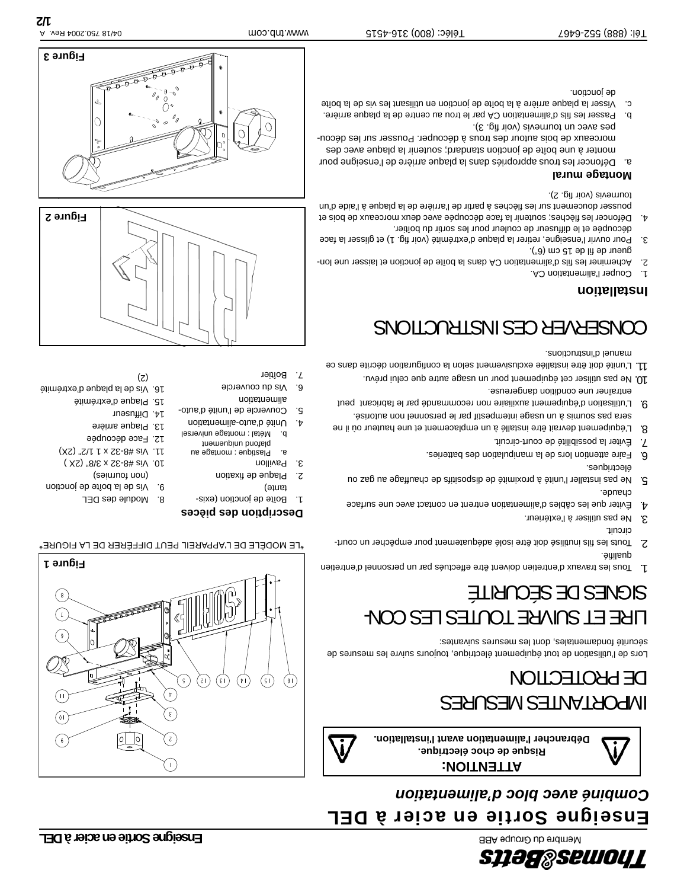**Thomas&Betts**

Membre du Groupe ABB

**Enseigne Sortie en acier à DEL**

# Enseigne Sortie en acier à DEL

## *Combiné avec bloc d'alimentation*

**ATTENTION:**
**Risque de choc électrique.**
**Débrancher l'alimentation avant l'installation.**

# IMPORTANTES MESURES DE PROTECTION

Lors de l'utilisation de tout équipement électrique, toujours suivre les mesures de sécurité fondamentales, dont les mesures suivantes:

# LIRE ET SUIVRE TOUTES LES CONSIGNES DE SÉCURITÉ

1. Tous les travaux d'entretien doivent être effectués par un personnel d'entretien qualifié.
2. Tous les fils inutilisés doit être isolé adéquatement pour empêcher un court-circuit.
3. Ne pas utiliser à l'extérieur.
4. Éviter que les câbles d'alimentation entrent en contact avec une surface chaude.
5. Ne pas installer l'unité à proximité de dispositifs de chauffage au gaz ou électriques.
6. Faire attention lors de la manipulation des batteries.
7. Éviter la possibilité de court-circuit.
8. L'équipement devrait être installé à un emplacement et une hauteur où il ne sera pas soumis à un usage intempestif par le personnel non autorisé.
9. L'utilisation d'équipement auxiliaire non recommandé par le fabricant peut entraîner une condition dangereuse.
10. Ne pas utiliser cet équipement pour un usage autre que celui prévu.
11. L'unité doit être installée exclusivement selon la configuration décrite dans ce manuel d'instructions.

# CONSERVER CES INSTRUCTIONS

## Installation

1. Couper l'alimentation CA.
2. Acheminer les fils d'alimentation CA dans la boîte de jonction et laisser une longueur de fil de 15 cm (6").
3. Pour ouvrir l'enseigne, retirer la plaque d'extrémité (voir fig. 1) et glisser la face découpée et le diffuseur de couleur pour les sortir du boîtier.
4. Défoncer les flèches; soutenir la face découpée avec deux morceaux de bois et pousser doucement sur les flèches à partir de l'arrière de la plaque à l'aide d'un tournevis (voir fig. 2).

### Montage mural

a. Défoncer les trous appropriés dans la plaque arrière de l'enseigne pour monter à une boîte de jonction standard; soutenir la plaque avec des morceaux de bois autour des trous à découper. Pousser sur les découpes avec un tournevis (voir fig. 3).
b. Passer les fils d'alimentation CA par le trou au centre de la plaque arrière.
c. Visser la plaque arrière à la boîte de jonction en utilisant les vis de la boîte de jonction.

Figure 1

*LE MODÈLE DE L'APPAREIL PEUT DIFFÉRER DE LA FIGURE*

### Description des pièces

1. Boîte de jonction (existante)
2. Plaque de fixation
3. Pavillon
   a. Plastique : montage au plafond uniquement
   b. Métal : montage universel
4. Unité d'auto-alimentation
5. Couvercle de l'unité d'auto-alimentation
6. Vis du couvercle
7. Boîtier
8. Module des DEL
9. Vis de la boîte de jonction (non fournies)
10. Vis #8-32 x 3/8" (2X )
11. Vis #8-32 x 1 1/2" (2X)
12. Face découpée
13. Plaque arrière
14. Diffuseur
15. Plaque d'extrémité
16. Vis de la plaque d'extrémité (2)

Figure 2

Figure 3

Tél: (888) 552-6467 Téléc: (800) 316-4515 www.tnb.com 04/18 750.2004 Rev. A